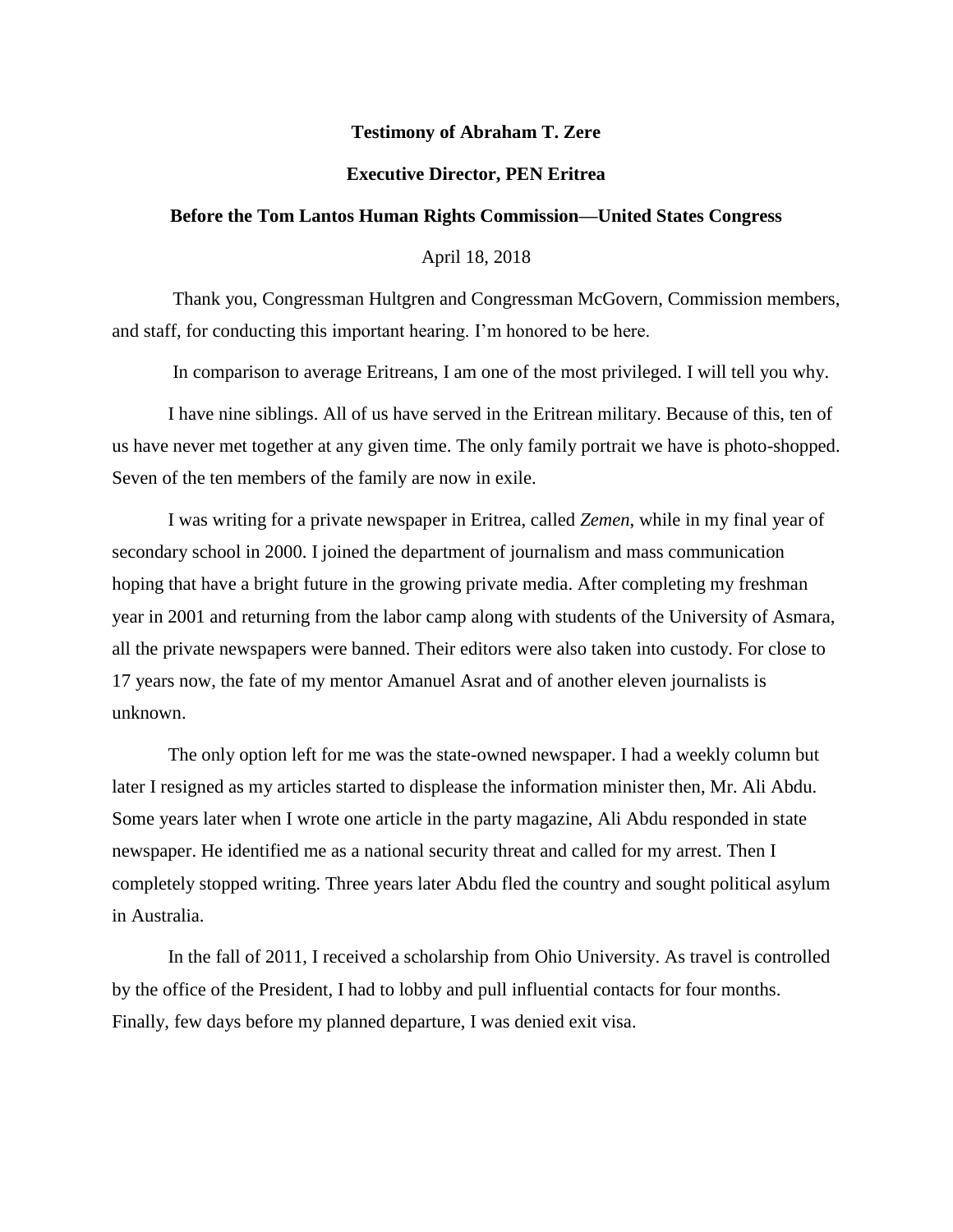**Testimony of Abraham T. Zere**

**Executive Director, PEN Eritrea**

**Before the Tom Lantos Human Rights Commission—United States Congress**

April 18, 2018

Thank you, Congressman Hultgren and Congressman McGovern, Commission members, and staff, for conducting this important hearing. I'm honored to be here.

In comparison to average Eritreans, I am one of the most privileged. I will tell you why.

I have nine siblings. All of us have served in the Eritrean military. Because of this, ten of us have never met together at any given time. The only family portrait we have is photo-shopped. Seven of the ten members of the family are now in exile.

I was writing for a private newspaper in Eritrea, called *Zemen*, while in my final year of secondary school in 2000. I joined the department of journalism and mass communication hoping that have a bright future in the growing private media. After completing my freshman year in 2001 and returning from the labor camp along with students of the University of Asmara, all the private newspapers were banned. Their editors were also taken into custody. For close to 17 years now, the fate of my mentor Amanuel Asrat and of another eleven journalists is unknown.

The only option left for me was the state-owned newspaper. I had a weekly column but later I resigned as my articles started to displease the information minister then, Mr. Ali Abdu. Some years later when I wrote one article in the party magazine, Ali Abdu responded in state newspaper. He identified me as a national security threat and called for my arrest. Then I completely stopped writing. Three years later Abdu fled the country and sought political asylum in Australia.

In the fall of 2011, I received a scholarship from Ohio University. As travel is controlled by the office of the President, I had to lobby and pull influential contacts for four months. Finally, few days before my planned departure, I was denied exit visa.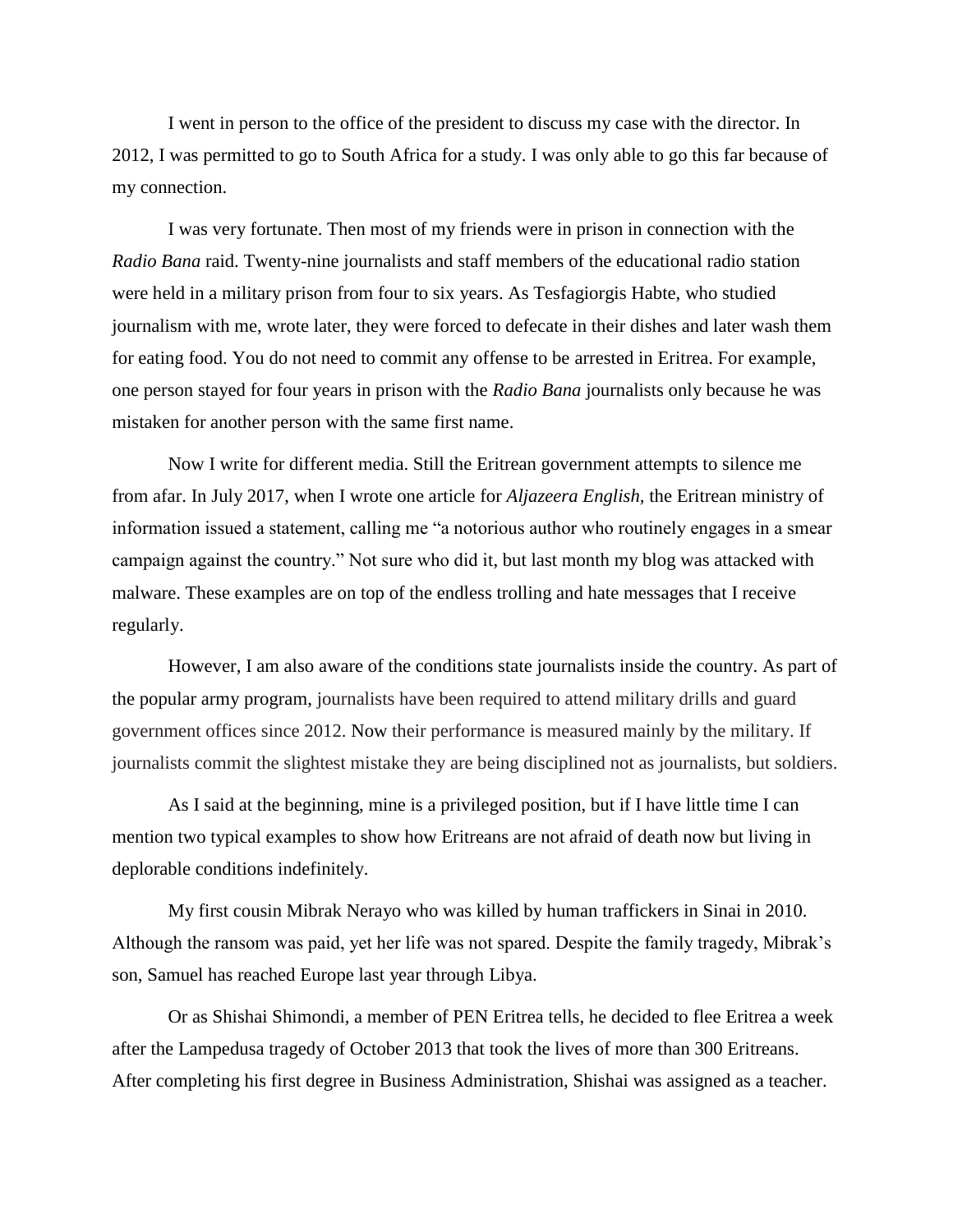I went in person to the office of the president to discuss my case with the director. In 2012, I was permitted to go to South Africa for a study. I was only able to go this far because of my connection.

I was very fortunate. Then most of my friends were in prison in connection with the *Radio Bana* raid. Twenty-nine journalists and staff members of the educational radio station were held in a military prison from four to six years. As Tesfagiorgis Habte, who studied journalism with me, wrote later, they were forced to defecate in their dishes and later wash them for eating food. You do not need to commit any offense to be arrested in Eritrea. For example, one person stayed for four years in prison with the *Radio Bana* journalists only because he was mistaken for another person with the same first name.

Now I write for different media. Still the Eritrean government attempts to silence me from afar. In July 2017, when I wrote one article for *Aljazeera English,* the Eritrean ministry of information issued a statement, calling me "a notorious author who routinely engages in a smear campaign against the country." Not sure who did it, but last month my blog was attacked with malware. These examples are on top of the endless trolling and hate messages that I receive regularly.

However, I am also aware of the conditions state journalists inside the country. As part of the popular army program, journalists have been required to attend military drills and guard government offices since 2012. Now their performance is measured mainly by the military. If journalists commit the slightest mistake they are being disciplined not as journalists, but soldiers.

As I said at the beginning, mine is a privileged position, but if I have little time I can mention two typical examples to show how Eritreans are not afraid of death now but living in deplorable conditions indefinitely.

My first cousin Mibrak Nerayo who was killed by human traffickers in Sinai in 2010. Although the ransom was paid, yet her life was not spared. Despite the family tragedy, Mibrak's son, Samuel has reached Europe last year through Libya.

Or as Shishai Shimondi, a member of PEN Eritrea tells, he decided to flee Eritrea a week after the Lampedusa tragedy of October 2013 that took the lives of more than 300 Eritreans. After completing his first degree in Business Administration, Shishai was assigned as a teacher.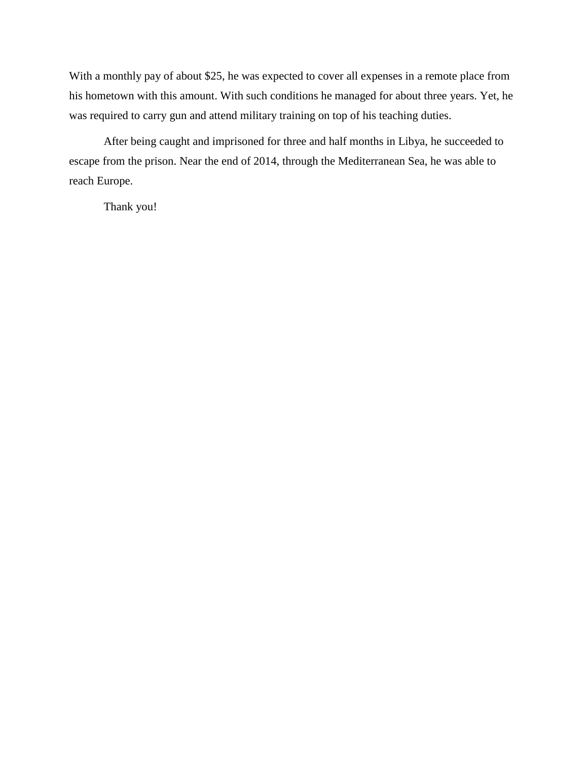With a monthly pay of about $25, he was expected to cover all expenses in a remote place from his hometown with this amount. With such conditions he managed for about three years. Yet, he was required to carry gun and attend military training on top of his teaching duties.

After being caught and imprisoned for three and half months in Libya, he succeeded to escape from the prison. Near the end of 2014, through the Mediterranean Sea, he was able to reach Europe.

Thank you!